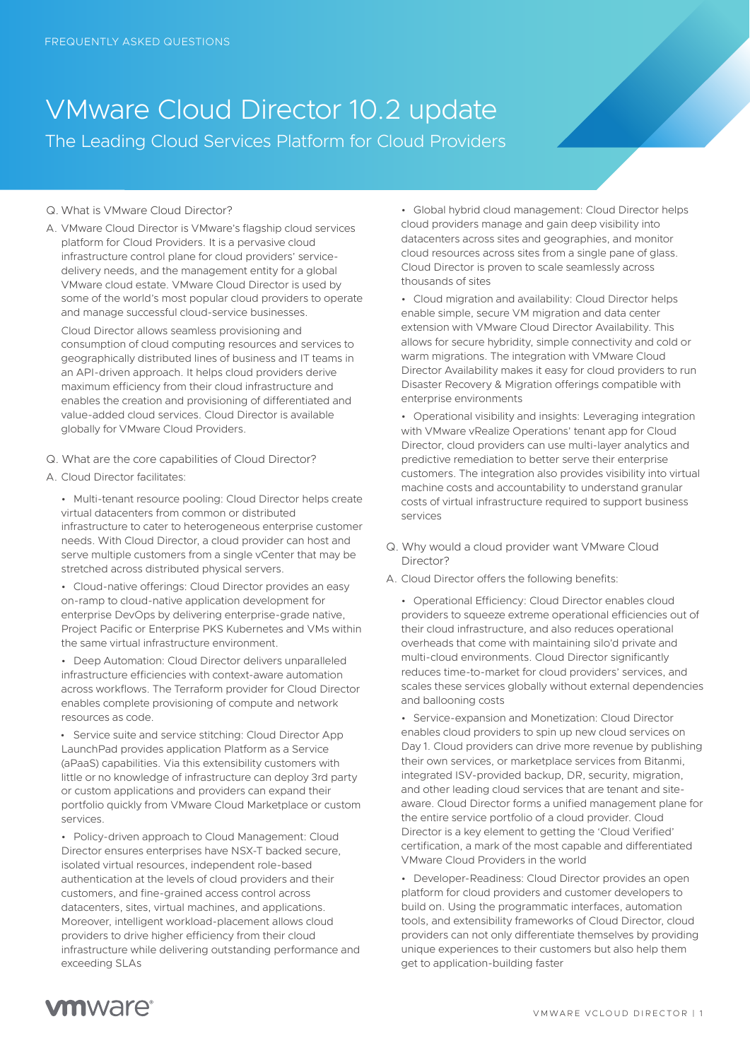FREQUENTLY ASKED QUESTIONS

# VMware Cloud Director 10.2 update

## The Leading Cloud Services Platform for Cloud Providers

Q. What is VMware Cloud Director?

A. VMware Cloud Director is VMware's flagship cloud services platform for Cloud Providers. It is a pervasive cloud infrastructure control plane for cloud providers' service-delivery needs, and the management entity for a global VMware cloud estate. VMware Cloud Director is used by some of the world's most popular cloud providers to operate and manage successful cloud-service businesses.

Cloud Director allows seamless provisioning and consumption of cloud computing resources and services to geographically distributed lines of business and IT teams in an API-driven approach. It helps cloud providers derive maximum efficiency from their cloud infrastructure and enables the creation and provisioning of differentiated and value-added cloud services. Cloud Director is available globally for VMware Cloud Providers.

Q. What are the core capabilities of Cloud Director?

A. Cloud Director facilitates:

- Multi-tenant resource pooling: Cloud Director helps create virtual datacenters from common or distributed infrastructure to cater to heterogeneous enterprise customer needs. With Cloud Director, a cloud provider can host and serve multiple customers from a single vCenter that may be stretched across distributed physical servers.
- Cloud-native offerings: Cloud Director provides an easy on-ramp to cloud-native application development for enterprise DevOps by delivering enterprise-grade native, Project Pacific or Enterprise PKS Kubernetes and VMs within the same virtual infrastructure environment.
- Deep Automation: Cloud Director delivers unparalleled infrastructure efficiencies with context-aware automation across workflows. The Terraform provider for Cloud Director enables complete provisioning of compute and network resources as code.
- Service suite and service stitching: Cloud Director App LaunchPad provides application Platform as a Service (aPaaS) capabilities. Via this extensibility customers with little or no knowledge of infrastructure can deploy 3rd party or custom applications and providers can expand their portfolio quickly from VMware Cloud Marketplace or custom services.
- Policy-driven approach to Cloud Management: Cloud Director ensures enterprises have NSX-T backed secure, isolated virtual resources, independent role-based authentication at the levels of cloud providers and their customers, and fine-grained access control across datacenters, sites, virtual machines, and applications. Moreover, intelligent workload-placement allows cloud providers to drive higher efficiency from their cloud infrastructure while delivering outstanding performance and exceeding SLAs
- Global hybrid cloud management: Cloud Director helps cloud providers manage and gain deep visibility into datacenters across sites and geographies, and monitor cloud resources across sites from a single pane of glass. Cloud Director is proven to scale seamlessly across thousands of sites
- Cloud migration and availability: Cloud Director helps enable simple, secure VM migration and data center extension with VMware Cloud Director Availability. This allows for secure hybridity, simple connectivity and cold or warm migrations. The integration with VMware Cloud Director Availability makes it easy for cloud providers to run Disaster Recovery & Migration offerings compatible with enterprise environments
- Operational visibility and insights: Leveraging integration with VMware vRealize Operations' tenant app for Cloud Director, cloud providers can use multi-layer analytics and predictive remediation to better serve their enterprise customers. The integration also provides visibility into virtual machine costs and accountability to understand granular costs of virtual infrastructure required to support business services

Q. Why would a cloud provider want VMware Cloud Director?

A. Cloud Director offers the following benefits:

- Operational Efficiency: Cloud Director enables cloud providers to squeeze extreme operational efficiencies out of their cloud infrastructure, and also reduces operational overheads that come with maintaining silo'd private and multi-cloud environments. Cloud Director significantly reduces time-to-market for cloud providers' services, and scales these services globally without external dependencies and ballooning costs
- Service-expansion and Monetization: Cloud Director enables cloud providers to spin up new cloud services on Day 1. Cloud providers can drive more revenue by publishing their own services, or marketplace services from Bitanmi, integrated ISV-provided backup, DR, security, migration, and other leading cloud services that are tenant and site-aware. Cloud Director forms a unified management plane for the entire service portfolio of a cloud provider. Cloud Director is a key element to getting the 'Cloud Verified' certification, a mark of the most capable and differentiated VMware Cloud Providers in the world
- Developer-Readiness: Cloud Director provides an open platform for cloud providers and customer developers to build on. Using the programmatic interfaces, automation tools, and extensibility frameworks of Cloud Director, cloud providers can not only differentiate themselves by providing unique experiences to their customers but also help them get to application-building faster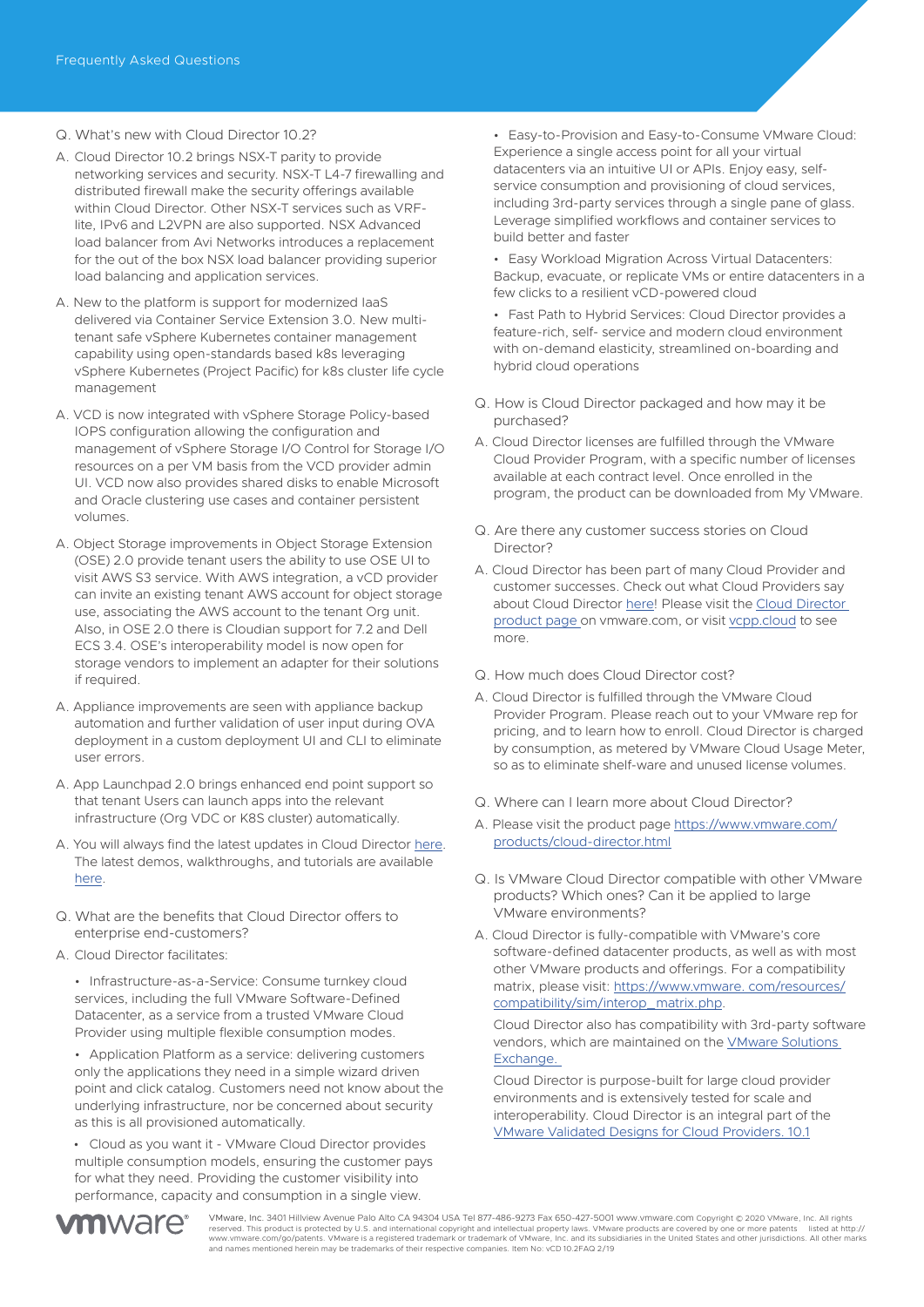Q. What's new with Cloud Director 10.2?

A. Cloud Director 10.2 brings NSX-T parity to provide networking services and security. NSX-T L4-7 firewalling and distributed firewall make the security offerings available within Cloud Director. Other NSX-T services such as VRF-lite, IPv6 and L2VPN are also supported. NSX Advanced load balancer from Avi Networks introduces a replacement for the out of the box NSX load balancer providing superior load balancing and application services.

A. New to the platform is support for modernized IaaS delivered via Container Service Extension 3.0. New multi-tenant safe vSphere Kubernetes container management capability using open-standards based k8s leveraging vSphere Kubernetes (Project Pacific) for k8s cluster life cycle management

A. VCD is now integrated with vSphere Storage Policy-based IOPS configuration allowing the configuration and management of vSphere Storage I/O Control for Storage I/O resources on a per VM basis from the VCD provider admin UI. VCD now also provides shared disks to enable Microsoft and Oracle clustering use cases and container persistent volumes.

A. Object Storage improvements in Object Storage Extension (OSE) 2.0 provide tenant users the ability to use OSE UI to visit AWS S3 service. With AWS integration, a vCD provider can invite an existing tenant AWS account for object storage use, associating the AWS account to the tenant Org unit. Also, in OSE 2.0 there is Cloudian support for 7.2 and Dell ECS 3.4. OSE's interoperability model is now open for storage vendors to implement an adapter for their solutions if required.

A. Appliance improvements are seen with appliance backup automation and further validation of user input during OVA deployment in a custom deployment UI and CLI to eliminate user errors.

A. App Launchpad 2.0 brings enhanced end point support so that tenant Users can launch apps into the relevant infrastructure (Org VDC or K8S cluster) automatically.

A. You will always find the latest updates in Cloud Director here. The latest demos, walkthroughs, and tutorials are available here.

Q. What are the benefits that Cloud Director offers to enterprise end-customers?

A. Cloud Director facilitates:

- Infrastructure-as-a-Service: Consume turnkey cloud services, including the full VMware Software-Defined Datacenter, as a service from a trusted VMware Cloud Provider using multiple flexible consumption modes.
- Application Platform as a service: delivering customers only the applications they need in a simple wizard driven point and click catalog. Customers need not know about the underlying infrastructure, nor be concerned about security as this is all provisioned automatically.
- Cloud as you want it - VMware Cloud Director provides multiple consumption models, ensuring the customer pays for what they need. Providing the customer visibility into performance, capacity and consumption in a single view.
- Easy-to-Provision and Easy-to-Consume VMware Cloud: Experience a single access point for all your virtual datacenters via an intuitive UI or APIs. Enjoy easy, self-service consumption and provisioning of cloud services, including 3rd-party services through a single pane of glass. Leverage simplified workflows and container services to build better and faster
- Easy Workload Migration Across Virtual Datacenters: Backup, evacuate, or replicate VMs or entire datacenters in a few clicks to a resilient vCD-powered cloud
- Fast Path to Hybrid Services: Cloud Director provides a feature-rich, self- service and modern cloud environment with on-demand elasticity, streamlined on-boarding and hybrid cloud operations

Q. How is Cloud Director packaged and how may it be purchased?

A. Cloud Director licenses are fulfilled through the VMware Cloud Provider Program, with a specific number of licenses available at each contract level. Once enrolled in the program, the product can be downloaded from My VMware.

Q. Are there any customer success stories on Cloud Director?

A. Cloud Director has been part of many Cloud Provider and customer successes. Check out what Cloud Providers say about Cloud Director here! Please visit the Cloud Director product page on vmware.com, or visit vcpp.cloud to see more.

Q. How much does Cloud Director cost?

A. Cloud Director is fulfilled through the VMware Cloud Provider Program. Please reach out to your VMware rep for pricing, and to learn how to enroll. Cloud Director is charged by consumption, as metered by VMware Cloud Usage Meter, so as to eliminate shelf-ware and unused license volumes.

Q. Where can I learn more about Cloud Director?

A. Please visit the product page https://www.vmware.com/products/cloud-director.html

Q. Is VMware Cloud Director compatible with other VMware products? Which ones? Can it be applied to large VMware environments?

A. Cloud Director is fully-compatible with VMware's core software-defined datacenter products, as well as with most other VMware products and offerings. For a compatibility matrix, please visit: https://www.vmware. com/resources/compatibility/sim/interop_matrix.php.

Cloud Director also has compatibility with 3rd-party software vendors, which are maintained on the VMware Solutions Exchange.

Cloud Director is purpose-built for large cloud provider environments and is extensively tested for scale and interoperability. Cloud Director is an integral part of the VMware Validated Designs for Cloud Providers. 10.1